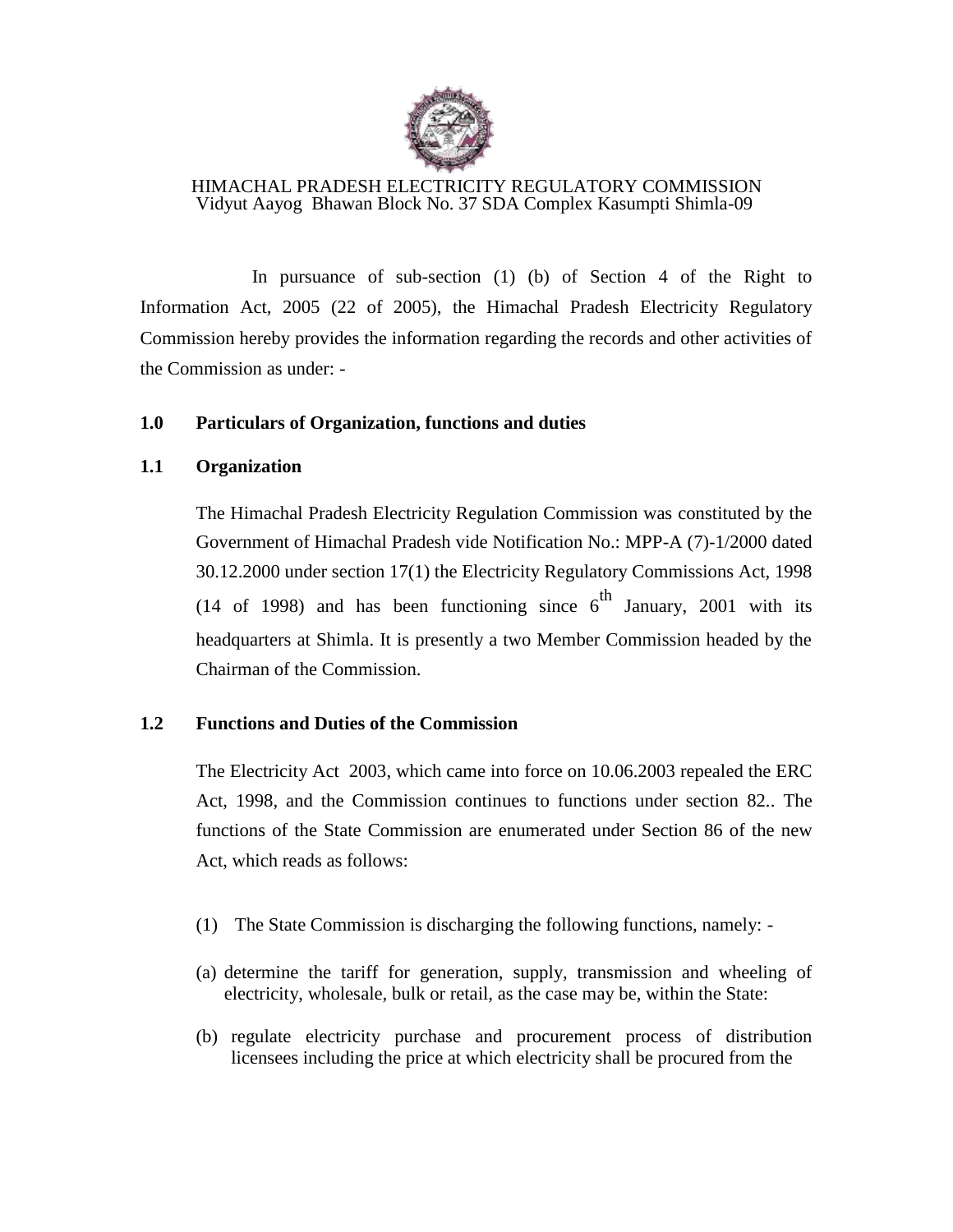HIMACHAL PRADESH ELECTRICITY REGULATORY COMMISSION
Vidyut Aayog Bhawan Block No. 37 SDA Complex Kasumpti Shimla-09

In pursuance of sub-section (1) (b) of Section 4 of the Right to Information Act, 2005 (22 of 2005), the Himachal Pradesh Electricity Regulatory Commission hereby provides the information regarding the records and other activities of the Commission as under: -

## 1.0 Particulars of Organization, functions and duties

### 1.1 Organization

The Himachal Pradesh Electricity Regulation Commission was constituted by the Government of Himachal Pradesh vide Notification No.: MPP-A (7)-1/2000 dated 30.12.2000 under section 17(1) the Electricity Regulatory Commissions Act, 1998 (14 of 1998) and has been functioning since 6th January, 2001 with its headquarters at Shimla. It is presently a two Member Commission headed by the Chairman of the Commission.

### 1.2 Functions and Duties of the Commission

The Electricity Act 2003, which came into force on 10.06.2003 repealed the ERC Act, 1998, and the Commission continues to functions under section 82.. The functions of the State Commission are enumerated under Section 86 of the new Act, which reads as follows:

(1) The State Commission is discharging the following functions, namely: -

(a) determine the tariff for generation, supply, transmission and wheeling of electricity, wholesale, bulk or retail, as the case may be, within the State:

(b) regulate electricity purchase and procurement process of distribution licensees including the price at which electricity shall be procured from the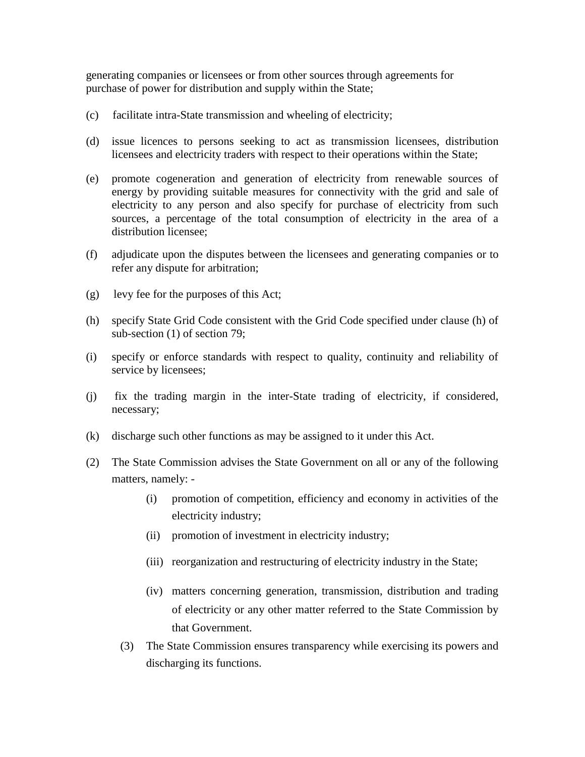generating companies or licensees or from other sources through agreements for purchase of power for distribution and supply within the State;

(c) facilitate intra-State transmission and wheeling of electricity;

(d) issue licences to persons seeking to act as transmission licensees, distribution licensees and electricity traders with respect to their operations within the State;

(e) promote cogeneration and generation of electricity from renewable sources of energy by providing suitable measures for connectivity with the grid and sale of electricity to any person and also specify for purchase of electricity from such sources, a percentage of the total consumption of electricity in the area of a distribution licensee;

(f) adjudicate upon the disputes between the licensees and generating companies or to refer any dispute for arbitration;

(g) levy fee for the purposes of this Act;

(h) specify State Grid Code consistent with the Grid Code specified under clause (h) of sub-section (1) of section 79;

(i) specify or enforce standards with respect to quality, continuity and reliability of service by licensees;

(j) fix the trading margin in the inter-State trading of electricity, if considered, necessary;

(k) discharge such other functions as may be assigned to it under this Act.

(2) The State Commission advises the State Government on all or any of the following matters, namely: -

(i) promotion of competition, efficiency and economy in activities of the electricity industry;

(ii) promotion of investment in electricity industry;

(iii) reorganization and restructuring of electricity industry in the State;

(iv) matters concerning generation, transmission, distribution and trading of electricity or any other matter referred to the State Commission by that Government.

(3) The State Commission ensures transparency while exercising its powers and discharging its functions.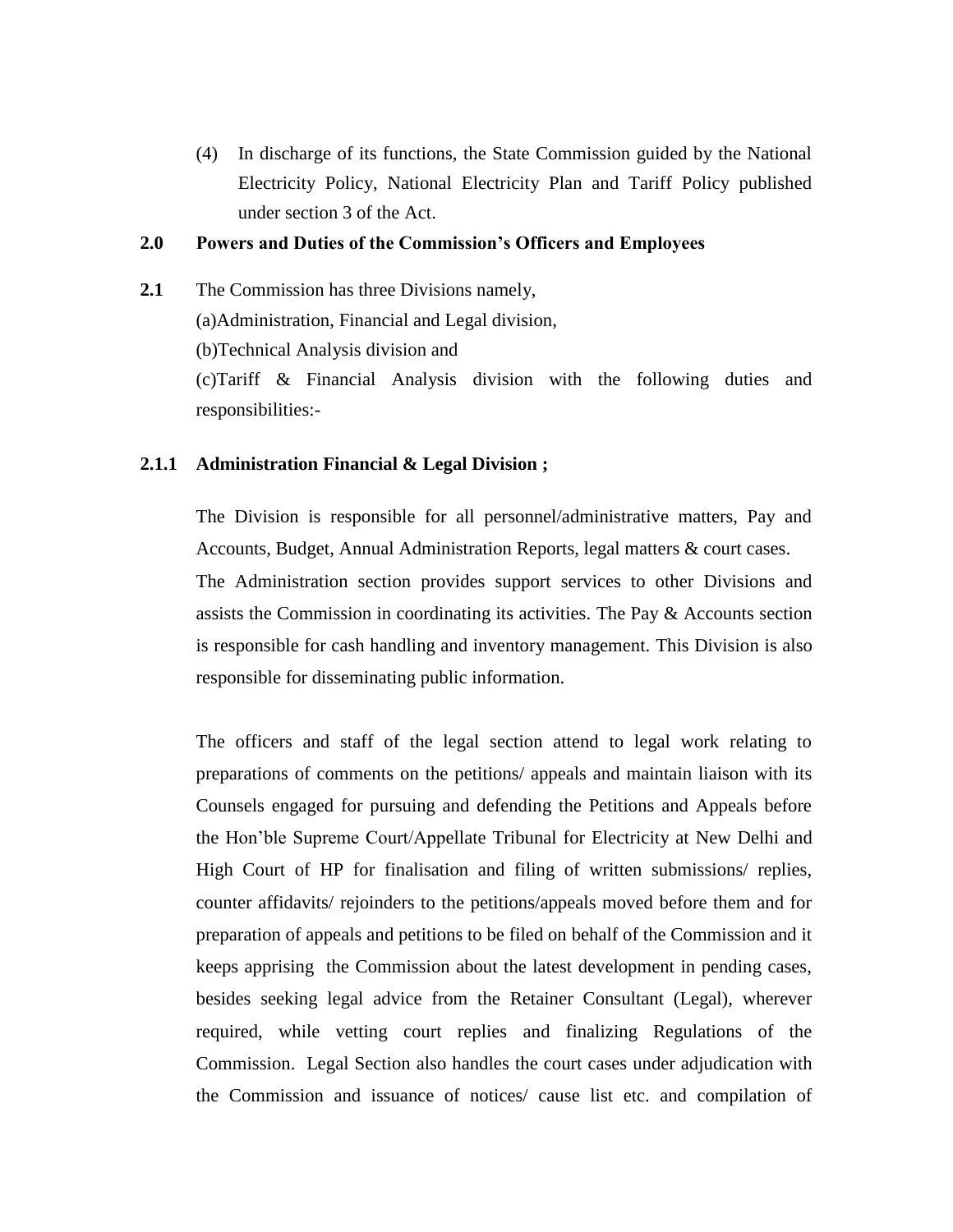(4) In discharge of its functions, the State Commission guided by the National Electricity Policy, National Electricity Plan and Tariff Policy published under section 3 of the Act.

## 2.0 Powers and Duties of the Commission's Officers and Employees

**2.1** The Commission has three Divisions namely,

(a)Administration, Financial and Legal division,

(b)Technical Analysis division and

(c)Tariff & Financial Analysis division with the following duties and responsibilities:-

### 2.1.1 Administration Financial & Legal Division ;

The Division is responsible for all personnel/administrative matters, Pay and Accounts, Budget, Annual Administration Reports, legal matters & court cases. The Administration section provides support services to other Divisions and assists the Commission in coordinating its activities. The Pay & Accounts section is responsible for cash handling and inventory management. This Division is also responsible for disseminating public information.

The officers and staff of the legal section attend to legal work relating to preparations of comments on the petitions/ appeals and maintain liaison with its Counsels engaged for pursuing and defending the Petitions and Appeals before the Hon'ble Supreme Court/Appellate Tribunal for Electricity at New Delhi and High Court of HP for finalisation and filing of written submissions/ replies, counter affidavits/ rejoinders to the petitions/appeals moved before them and for preparation of appeals and petitions to be filed on behalf of the Commission and it keeps apprising the Commission about the latest development in pending cases, besides seeking legal advice from the Retainer Consultant (Legal), wherever required, while vetting court replies and finalizing Regulations of the Commission. Legal Section also handles the court cases under adjudication with the Commission and issuance of notices/ cause list etc. and compilation of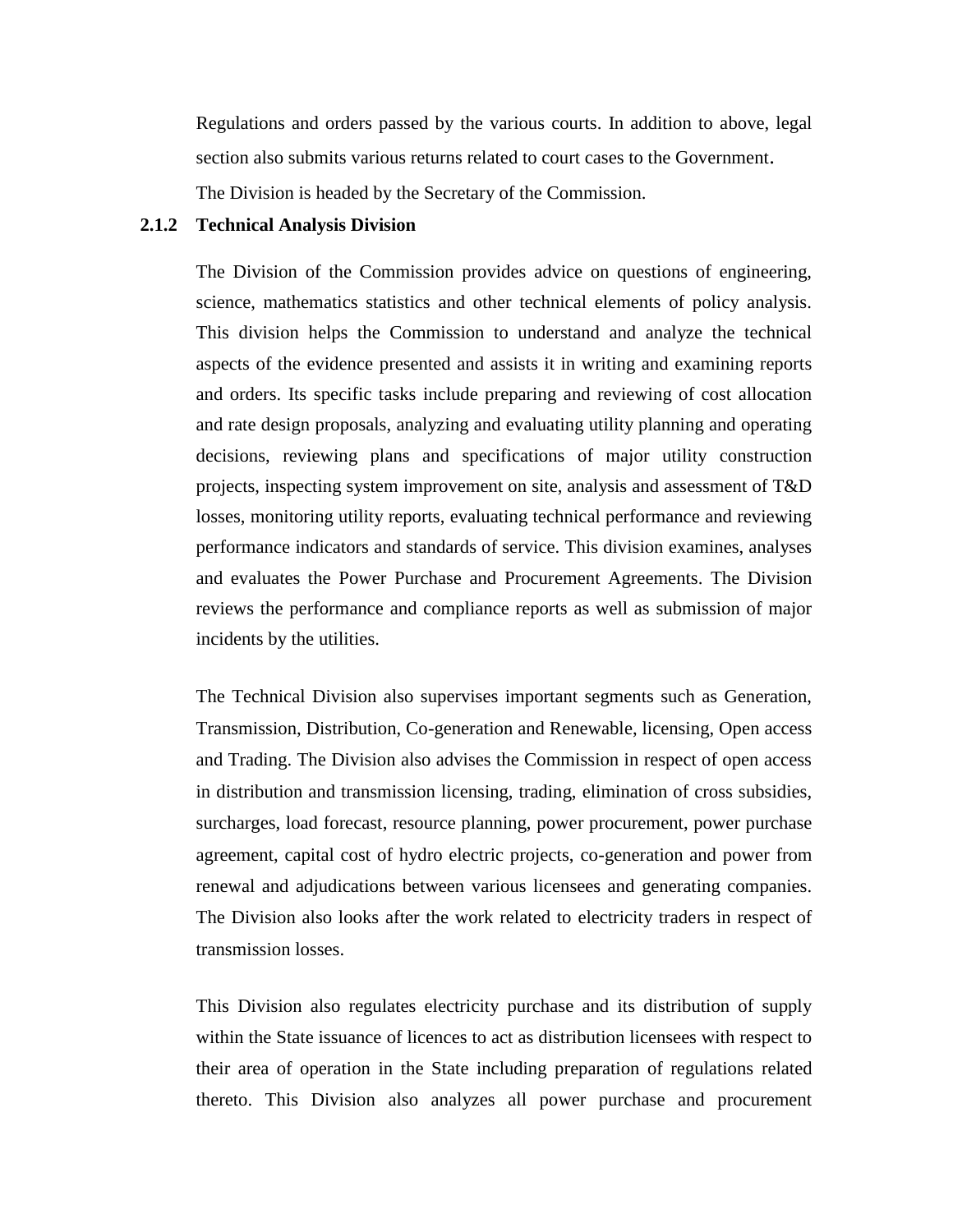Regulations and orders passed by the various courts. In addition to above, legal section also submits various returns related to court cases to the Government.

The Division is headed by the Secretary of the Commission.

### 2.1.2 Technical Analysis Division

The Division of the Commission provides advice on questions of engineering, science, mathematics statistics and other technical elements of policy analysis. This division helps the Commission to understand and analyze the technical aspects of the evidence presented and assists it in writing and examining reports and orders. Its specific tasks include preparing and reviewing of cost allocation and rate design proposals, analyzing and evaluating utility planning and operating decisions, reviewing plans and specifications of major utility construction projects, inspecting system improvement on site, analysis and assessment of T&D losses, monitoring utility reports, evaluating technical performance and reviewing performance indicators and standards of service. This division examines, analyses and evaluates the Power Purchase and Procurement Agreements. The Division reviews the performance and compliance reports as well as submission of major incidents by the utilities.

The Technical Division also supervises important segments such as Generation, Transmission, Distribution, Co-generation and Renewable, licensing, Open access and Trading. The Division also advises the Commission in respect of open access in distribution and transmission licensing, trading, elimination of cross subsidies, surcharges, load forecast, resource planning, power procurement, power purchase agreement, capital cost of hydro electric projects, co-generation and power from renewal and adjudications between various licensees and generating companies. The Division also looks after the work related to electricity traders in respect of transmission losses.

This Division also regulates electricity purchase and its distribution of supply within the State issuance of licences to act as distribution licensees with respect to their area of operation in the State including preparation of regulations related thereto. This Division also analyzes all power purchase and procurement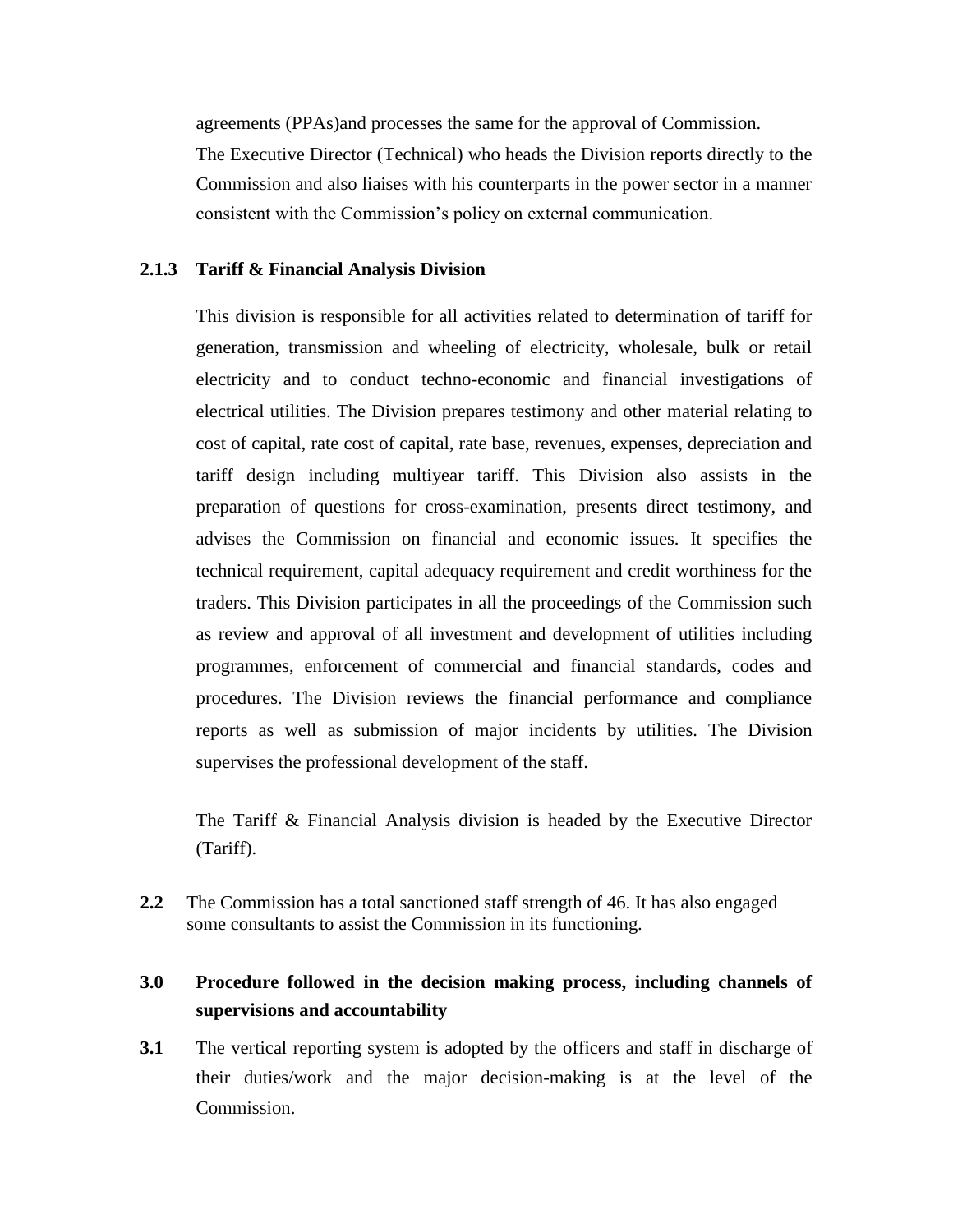agreements (PPAs)and processes the same for the approval of Commission.

The Executive Director (Technical) who heads the Division reports directly to the Commission and also liaises with his counterparts in the power sector in a manner consistent with the Commission's policy on external communication.

### 2.1.3 Tariff & Financial Analysis Division

This division is responsible for all activities related to determination of tariff for generation, transmission and wheeling of electricity, wholesale, bulk or retail electricity and to conduct techno-economic and financial investigations of electrical utilities. The Division prepares testimony and other material relating to cost of capital, rate cost of capital, rate base, revenues, expenses, depreciation and tariff design including multiyear tariff. This Division also assists in the preparation of questions for cross-examination, presents direct testimony, and advises the Commission on financial and economic issues. It specifies the technical requirement, capital adequacy requirement and credit worthiness for the traders. This Division participates in all the proceedings of the Commission such as review and approval of all investment and development of utilities including programmes, enforcement of commercial and financial standards, codes and procedures. The Division reviews the financial performance and compliance reports as well as submission of major incidents by utilities. The Division supervises the professional development of the staff.

The Tariff & Financial Analysis division is headed by the Executive Director (Tariff).

**2.2** The Commission has a total sanctioned staff strength of 46. It has also engaged some consultants to assist the Commission in its functioning.

## 3.0 Procedure followed in the decision making process, including channels of supervisions and accountability

**3.1** The vertical reporting system is adopted by the officers and staff in discharge of their duties/work and the major decision-making is at the level of the Commission.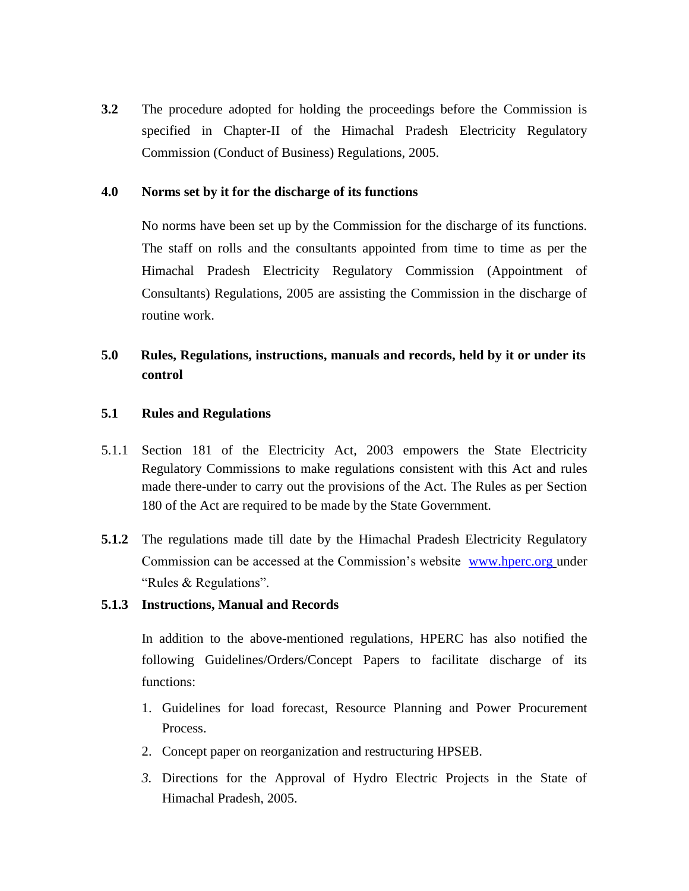**3.2** The procedure adopted for holding the proceedings before the Commission is specified in Chapter-II of the Himachal Pradesh Electricity Regulatory Commission (Conduct of Business) Regulations, 2005.

## 4.0 Norms set by it for the discharge of its functions

No norms have been set up by the Commission for the discharge of its functions. The staff on rolls and the consultants appointed from time to time as per the Himachal Pradesh Electricity Regulatory Commission (Appointment of Consultants) Regulations, 2005 are assisting the Commission in the discharge of routine work.

## 5.0 Rules, Regulations, instructions, manuals and records, held by it or under its control

### 5.1 Rules and Regulations

5.1.1 Section 181 of the Electricity Act, 2003 empowers the State Electricity Regulatory Commissions to make regulations consistent with this Act and rules made there-under to carry out the provisions of the Act. The Rules as per Section 180 of the Act are required to be made by the State Government.

**5.1.2** The regulations made till date by the Himachal Pradesh Electricity Regulatory Commission can be accessed at the Commission's website www.hperc.org under "Rules & Regulations".

### 5.1.3 Instructions, Manual and Records

In addition to the above-mentioned regulations, HPERC has also notified the following Guidelines/Orders/Concept Papers to facilitate discharge of its functions:

1. Guidelines for load forecast, Resource Planning and Power Procurement Process.
2. Concept paper on reorganization and restructuring HPSEB.
3. Directions for the Approval of Hydro Electric Projects in the State of Himachal Pradesh, 2005.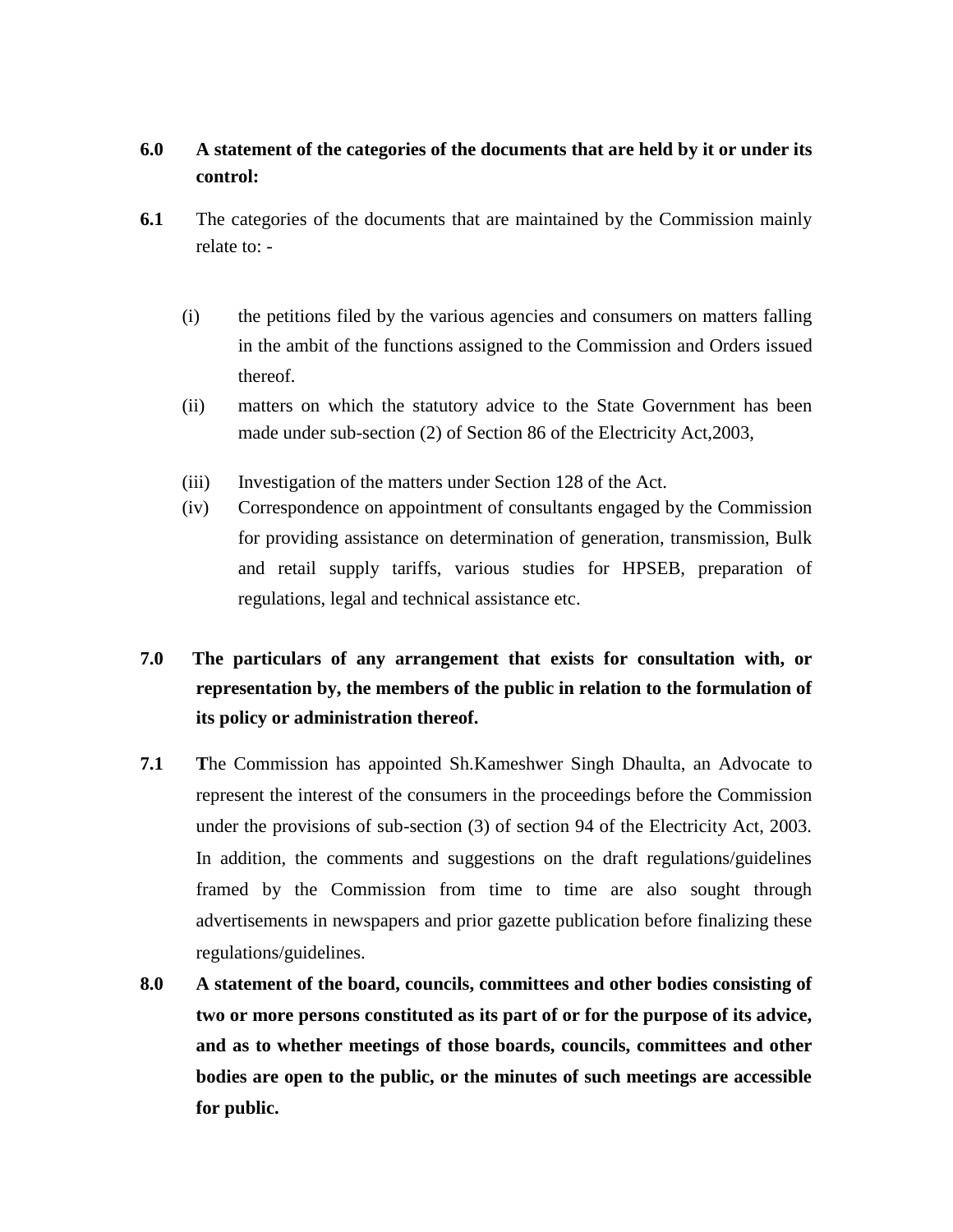**6.0 A statement of the categories of the documents that are held by it or under its control:**

**6.1** The categories of the documents that are maintained by the Commission mainly relate to: -

(i) the petitions filed by the various agencies and consumers on matters falling in the ambit of the functions assigned to the Commission and Orders issued thereof.

(ii) matters on which the statutory advice to the State Government has been made under sub-section (2) of Section 86 of the Electricity Act,2003,

(iii) Investigation of the matters under Section 128 of the Act.

(iv) Correspondence on appointment of consultants engaged by the Commission for providing assistance on determination of generation, transmission, Bulk and retail supply tariffs, various studies for HPSEB, preparation of regulations, legal and technical assistance etc.

**7.0 The particulars of any arrangement that exists for consultation with, or representation by, the members of the public in relation to the formulation of its policy or administration thereof.**

**7.1** **T**he Commission has appointed Sh.Kameshwer Singh Dhaulta, an Advocate to represent the interest of the consumers in the proceedings before the Commission under the provisions of sub-section (3) of section 94 of the Electricity Act, 2003. In addition, the comments and suggestions on the draft regulations/guidelines framed by the Commission from time to time are also sought through advertisements in newspapers and prior gazette publication before finalizing these regulations/guidelines.

**8.0 A statement of the board, councils, committees and other bodies consisting of two or more persons constituted as its part of or for the purpose of its advice, and as to whether meetings of those boards, councils, committees and other bodies are open to the public, or the minutes of such meetings are accessible for public.**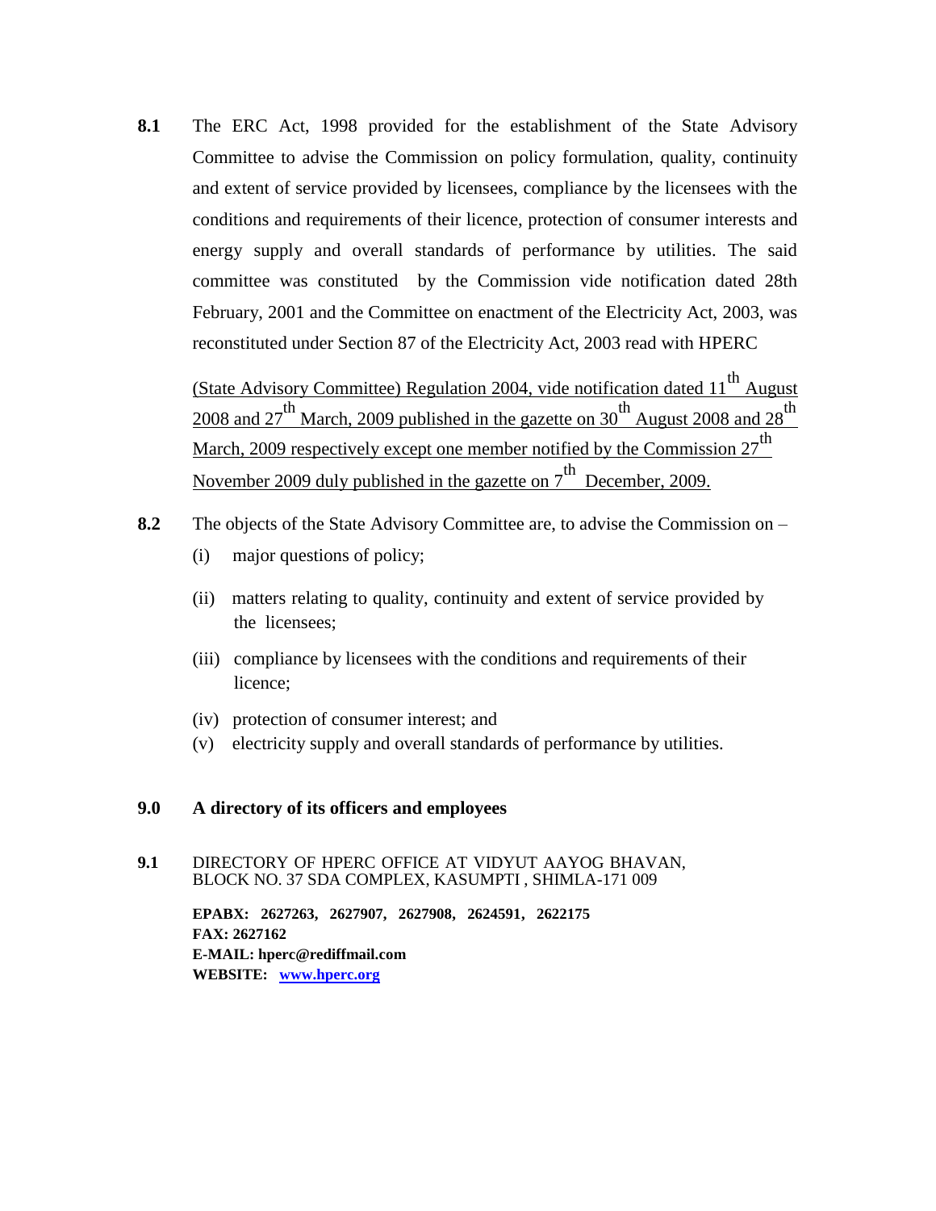**8.1** The ERC Act, 1998 provided for the establishment of the State Advisory Committee to advise the Commission on policy formulation, quality, continuity and extent of service provided by licensees, compliance by the licensees with the conditions and requirements of their licence, protection of consumer interests and energy supply and overall standards of performance by utilities. The said committee was constituted by the Commission vide notification dated 28th February, 2001 and the Committee on enactment of the Electricity Act, 2003, was reconstituted under Section 87 of the Electricity Act, 2003 read with HPERC

(State Advisory Committee) Regulation 2004, vide notification dated 11th August 2008 and 27th March, 2009 published in the gazette on 30th August 2008 and 28th March, 2009 respectively except one member notified by the Commission 27th November 2009 duly published in the gazette on 7th December, 2009.

**8.2** The objects of the State Advisory Committee are, to advise the Commission on –

(i) major questions of policy;

(ii) matters relating to quality, continuity and extent of service provided by the licensees;

(iii) compliance by licensees with the conditions and requirements of their licence;

(iv) protection of consumer interest; and

(v) electricity supply and overall standards of performance by utilities.

## 9.0 A directory of its officers and employees

**9.1** DIRECTORY OF HPERC OFFICE AT VIDYUT AAYOG BHAVAN, BLOCK NO. 37 SDA COMPLEX, KASUMPTI , SHIMLA-171 009

**EPABX: 2627263, 2627907, 2627908, 2624591, 2622175**
**FAX: 2627162**
**E-MAIL: hperc@rediffmail.com**
**WEBSITE: www.hperc.org**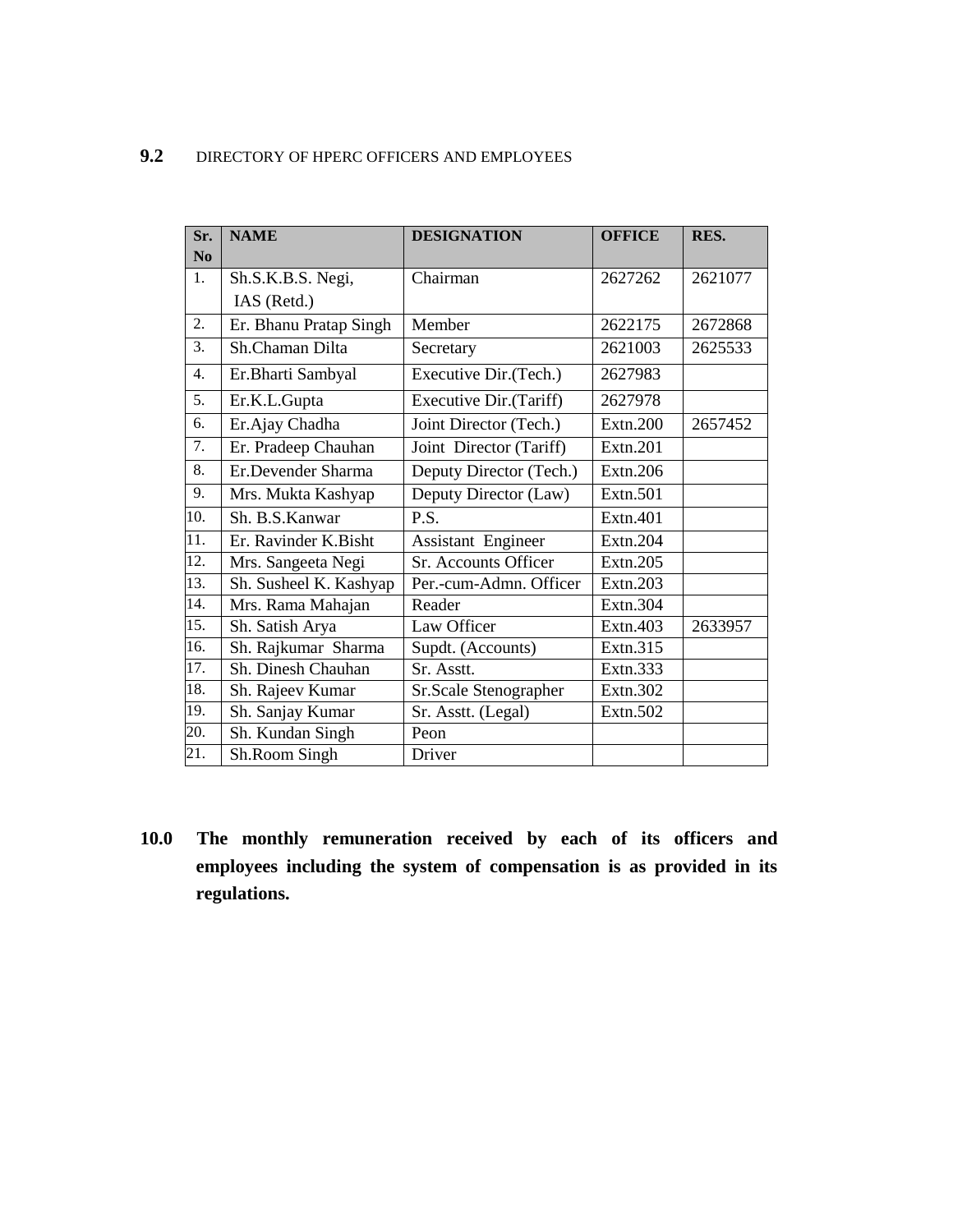**9.2** DIRECTORY OF HPERC OFFICERS AND EMPLOYEES

| Sr. No | NAME | DESIGNATION | OFFICE | RES. |
|---|---|---|---|---|
| 1. | Sh.S.K.B.S. Negi, IAS (Retd.) | Chairman | 2627262 | 2621077 |
| 2. | Er. Bhanu Pratap Singh | Member | 2622175 | 2672868 |
| 3. | Sh.Chaman Dilta | Secretary | 2621003 | 2625533 |
| 4. | Er.Bharti Sambyal | Executive Dir.(Tech.) | 2627983 | |
| 5. | Er.K.L.Gupta | Executive Dir.(Tariff) | 2627978 | |
| 6. | Er.Ajay Chadha | Joint Director (Tech.) | Extn.200 | 2657452 |
| 7. | Er. Pradeep Chauhan | Joint Director (Tariff) | Extn.201 | |
| 8. | Er.Devender Sharma | Deputy Director (Tech.) | Extn.206 | |
| 9. | Mrs. Mukta Kashyap | Deputy Director (Law) | Extn.501 | |
| 10. | Sh. B.S.Kanwar | P.S. | Extn.401 | |
| 11. | Er. Ravinder K.Bisht | Assistant Engineer | Extn.204 | |
| 12. | Mrs. Sangeeta Negi | Sr. Accounts Officer | Extn.205 | |
| 13. | Sh. Susheel K. Kashyap | Per.-cum-Admn. Officer | Extn.203 | |
| 14. | Mrs. Rama Mahajan | Reader | Extn.304 | |
| 15. | Sh. Satish Arya | Law Officer | Extn.403 | 2633957 |
| 16. | Sh. Rajkumar Sharma | Supdt. (Accounts) | Extn.315 | |
| 17. | Sh. Dinesh Chauhan | Sr. Asstt. | Extn.333 | |
| 18. | Sh. Rajeev Kumar | Sr.Scale Stenographer | Extn.302 | |
| 19. | Sh. Sanjay Kumar | Sr. Asstt. (Legal) | Extn.502 | |
| 20. | Sh. Kundan Singh | Peon | | |
| 21. | Sh.Room Singh | Driver | | |

**10.0 The monthly remuneration received by each of its officers and employees including the system of compensation is as provided in its regulations.**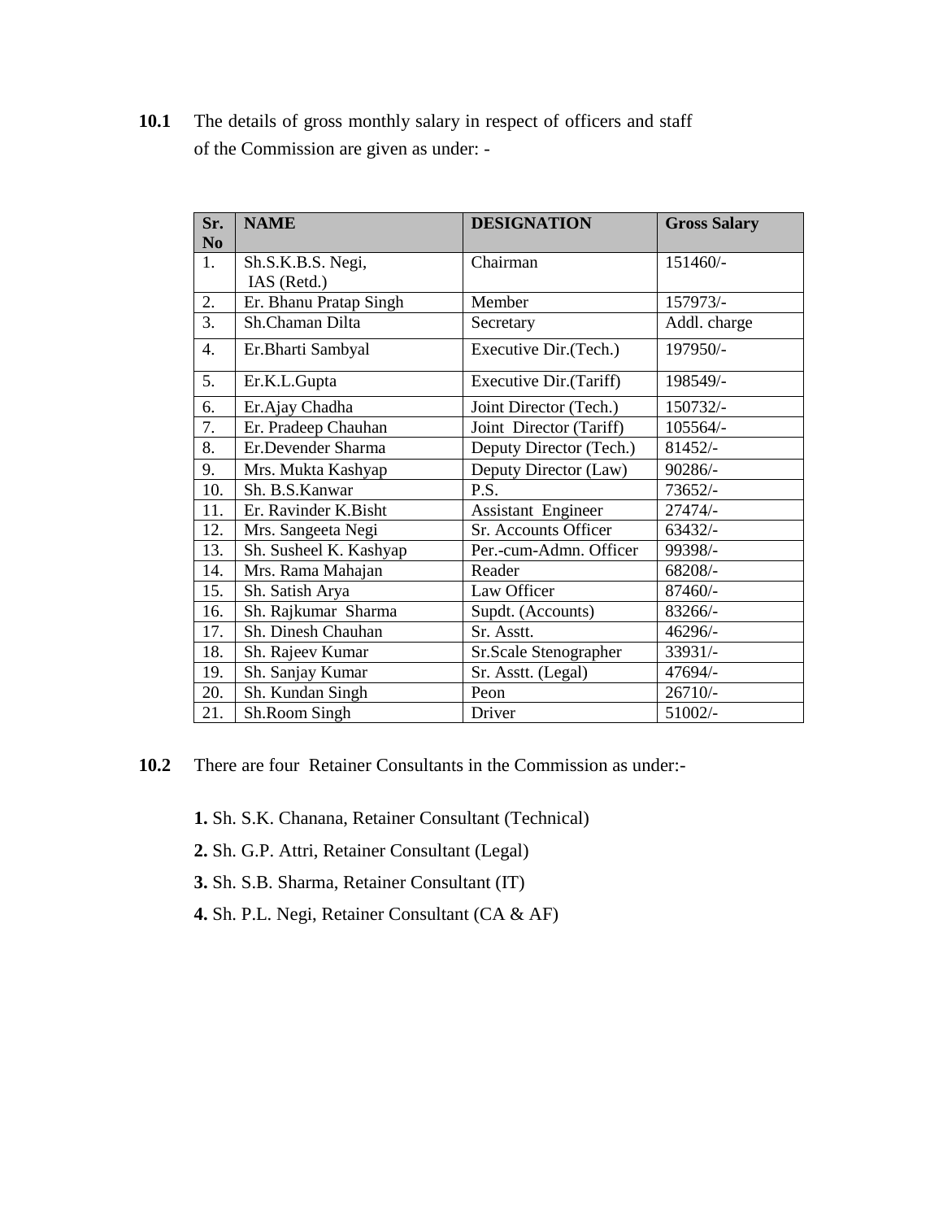**10.1** The details of gross monthly salary in respect of officers and staff of the Commission are given as under: -

| Sr. No | NAME | DESIGNATION | Gross Salary |
|---|---|---|---|
| 1. | Sh.S.K.B.S. Negi, IAS (Retd.) | Chairman | 151460/- |
| 2. | Er. Bhanu Pratap Singh | Member | 157973/- |
| 3. | Sh.Chaman Dilta | Secretary | Addl. charge |
| 4. | Er.Bharti Sambyal | Executive Dir.(Tech.) | 197950/- |
| 5. | Er.K.L.Gupta | Executive Dir.(Tariff) | 198549/- |
| 6. | Er.Ajay Chadha | Joint Director (Tech.) | 150732/- |
| 7. | Er. Pradeep Chauhan | Joint Director (Tariff) | 105564/- |
| 8. | Er.Devender Sharma | Deputy Director (Tech.) | 81452/- |
| 9. | Mrs. Mukta Kashyap | Deputy Director (Law) | 90286/- |
| 10. | Sh. B.S.Kanwar | P.S. | 73652/- |
| 11. | Er. Ravinder K.Bisht | Assistant Engineer | 27474/- |
| 12. | Mrs. Sangeeta Negi | Sr. Accounts Officer | 63432/- |
| 13. | Sh. Susheel K. Kashyap | Per.-cum-Admn. Officer | 99398/- |
| 14. | Mrs. Rama Mahajan | Reader | 68208/- |
| 15. | Sh. Satish Arya | Law Officer | 87460/- |
| 16. | Sh. Rajkumar Sharma | Supdt. (Accounts) | 83266/- |
| 17. | Sh. Dinesh Chauhan | Sr. Asstt. | 46296/- |
| 18. | Sh. Rajeev Kumar | Sr.Scale Stenographer | 33931/- |
| 19. | Sh. Sanjay Kumar | Sr. Asstt. (Legal) | 47694/- |
| 20. | Sh. Kundan Singh | Peon | 26710/- |
| 21. | Sh.Room Singh | Driver | 51002/- |

**10.2** There are four Retainer Consultants in the Commission as under:-

**1.** Sh. S.K. Chanana, Retainer Consultant (Technical)

**2.** Sh. G.P. Attri, Retainer Consultant (Legal)

**3.** Sh. S.B. Sharma, Retainer Consultant (IT)

**4.** Sh. P.L. Negi, Retainer Consultant (CA & AF)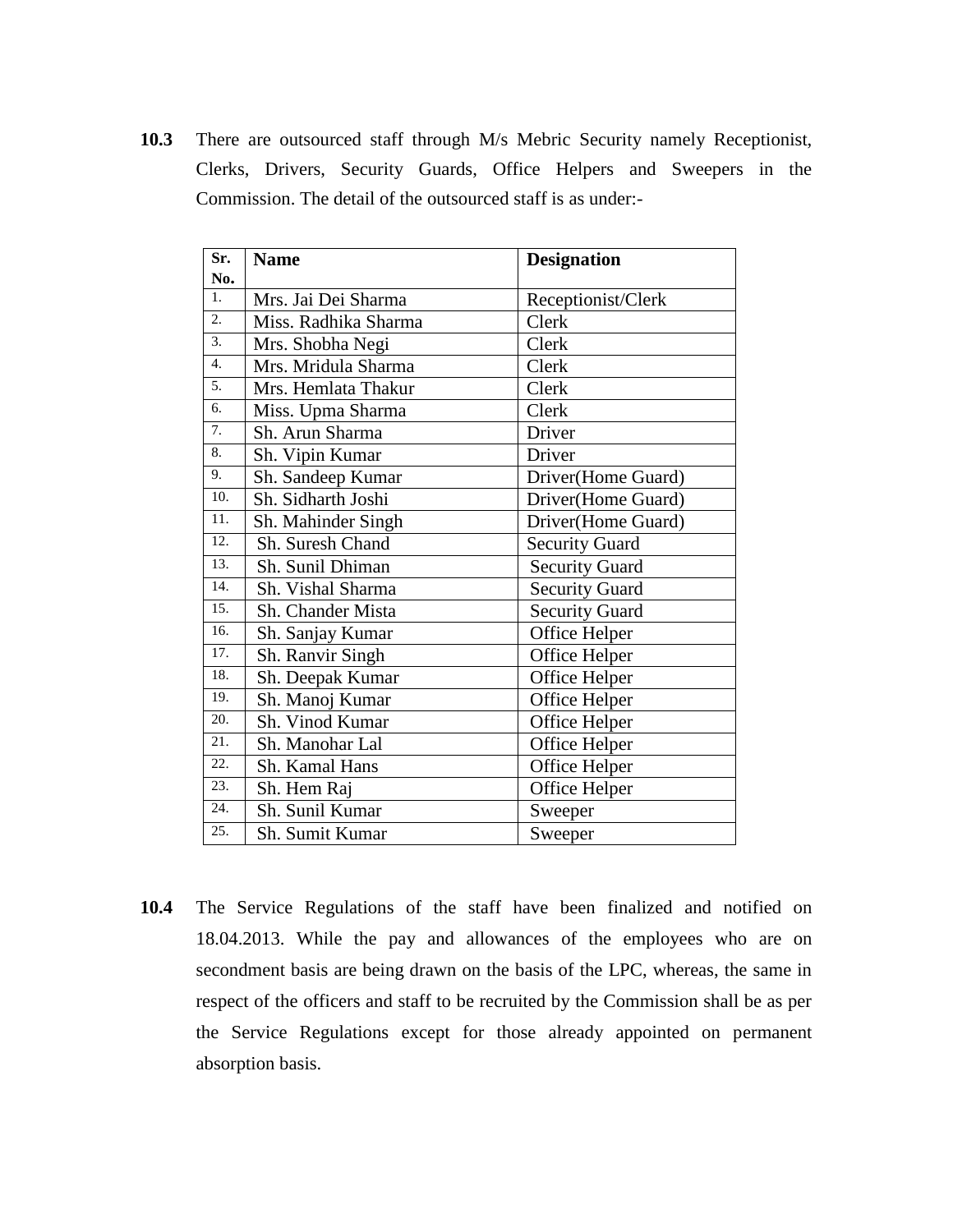**10.3** There are outsourced staff through M/s Mebric Security namely Receptionist, Clerks, Drivers, Security Guards, Office Helpers and Sweepers in the Commission. The detail of the outsourced staff is as under:-

| Sr. No. | Name | Designation |
|---|---|---|
| 1. | Mrs. Jai Dei Sharma | Receptionist/Clerk |
| 2. | Miss. Radhika Sharma | Clerk |
| 3. | Mrs. Shobha Negi | Clerk |
| 4. | Mrs. Mridula Sharma | Clerk |
| 5. | Mrs. Hemlata Thakur | Clerk |
| 6. | Miss. Upma Sharma | Clerk |
| 7. | Sh. Arun Sharma | Driver |
| 8. | Sh. Vipin Kumar | Driver |
| 9. | Sh. Sandeep Kumar | Driver(Home Guard) |
| 10. | Sh. Sidharth Joshi | Driver(Home Guard) |
| 11. | Sh. Mahinder Singh | Driver(Home Guard) |
| 12. | Sh. Suresh Chand | Security Guard |
| 13. | Sh. Sunil Dhiman | Security Guard |
| 14. | Sh. Vishal Sharma | Security Guard |
| 15. | Sh. Chander Mista | Security Guard |
| 16. | Sh. Sanjay Kumar | Office Helper |
| 17. | Sh. Ranvir Singh | Office Helper |
| 18. | Sh. Deepak Kumar | Office Helper |
| 19. | Sh. Manoj Kumar | Office Helper |
| 20. | Sh. Vinod Kumar | Office Helper |
| 21. | Sh. Manohar Lal | Office Helper |
| 22. | Sh. Kamal Hans | Office Helper |
| 23. | Sh. Hem Raj | Office Helper |
| 24. | Sh. Sunil Kumar | Sweeper |
| 25. | Sh. Sumit Kumar | Sweeper |

**10.4** The Service Regulations of the staff have been finalized and notified on 18.04.2013. While the pay and allowances of the employees who are on secondment basis are being drawn on the basis of the LPC, whereas, the same in respect of the officers and staff to be recruited by the Commission shall be as per the Service Regulations except for those already appointed on permanent absorption basis.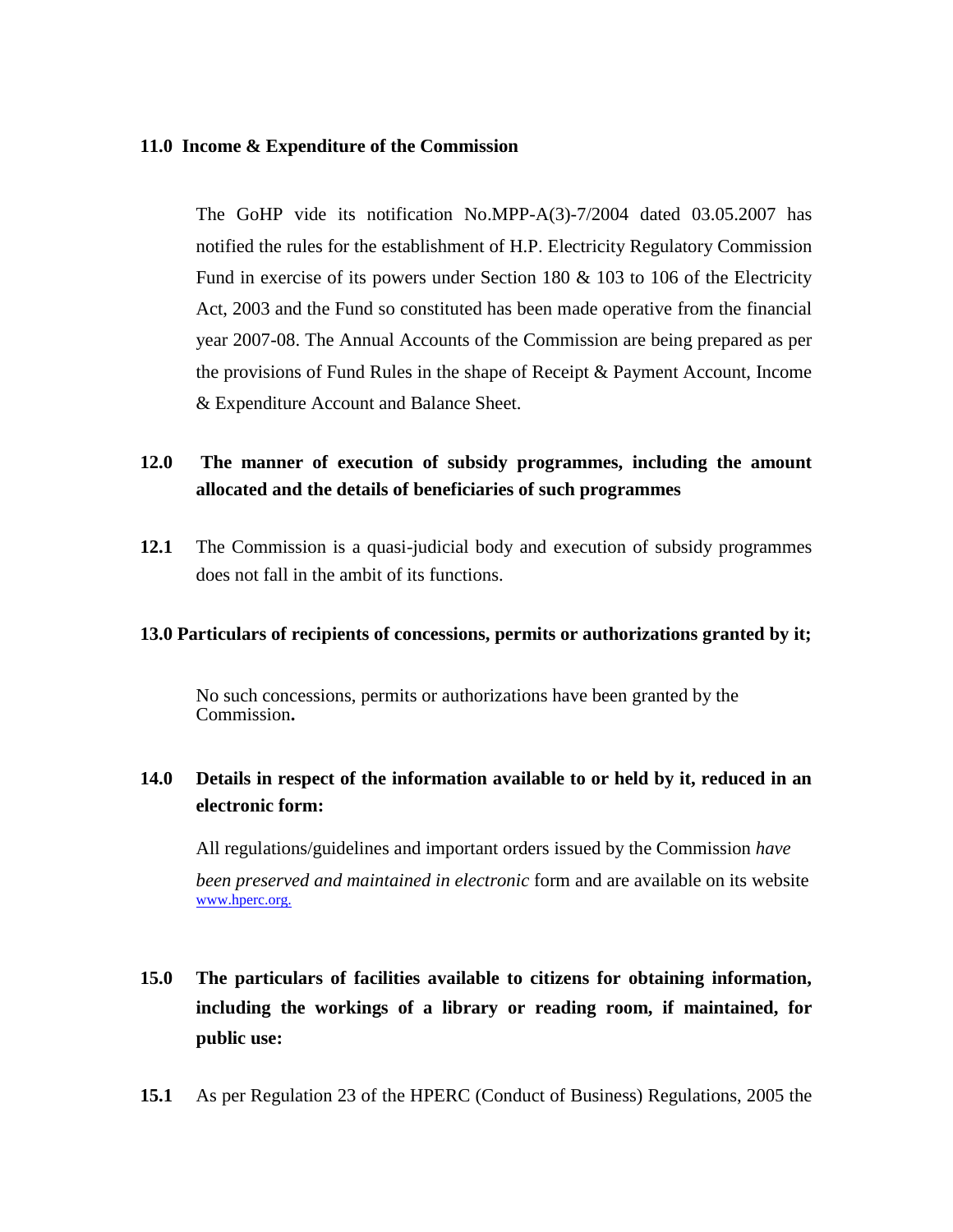**11.0 Income & Expenditure of the Commission**

The GoHP vide its notification No.MPP-A(3)-7/2004 dated 03.05.2007 has notified the rules for the establishment of H.P. Electricity Regulatory Commission Fund in exercise of its powers under Section 180 & 103 to 106 of the Electricity Act, 2003 and the Fund so constituted has been made operative from the financial year 2007-08. The Annual Accounts of the Commission are being prepared as per the provisions of Fund Rules in the shape of Receipt & Payment Account, Income & Expenditure Account and Balance Sheet.

**12.0 The manner of execution of subsidy programmes, including the amount allocated and the details of beneficiaries of such programmes**

**12.1** The Commission is a quasi-judicial body and execution of subsidy programmes does not fall in the ambit of its functions.

**13.0 Particulars of recipients of concessions, permits or authorizations granted by it;**

No such concessions, permits or authorizations have been granted by the Commission**.**

**14.0 Details in respect of the information available to or held by it, reduced in an electronic form:**

All regulations/guidelines and important orders issued by the Commission *have been preserved and maintained in electronic* form and are available on its website www.hperc.org.

**15.0 The particulars of facilities available to citizens for obtaining information, including the workings of a library or reading room, if maintained, for public use:**

**15.1** As per Regulation 23 of the HPERC (Conduct of Business) Regulations, 2005 the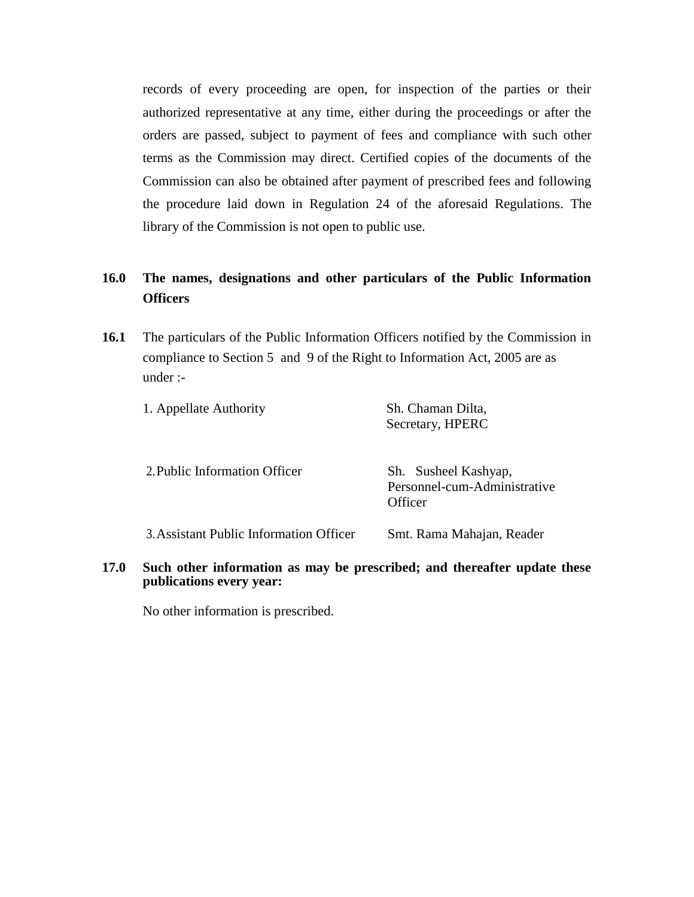records of every proceeding are open, for inspection of the parties or their authorized representative at any time, either during the proceedings or after the orders are passed, subject to payment of fees and compliance with such other terms as the Commission may direct. Certified copies of the documents of the Commission can also be obtained after payment of prescribed fees and following the procedure laid down in Regulation 24 of the aforesaid Regulations. The library of the Commission is not open to public use.

## 16.0 The names, designations and other particulars of the Public Information Officers

**16.1** The particulars of the Public Information Officers notified by the Commission in compliance to Section 5 and 9 of the Right to Information Act, 2005 are as under :-

| | |
|---|---|
| 1. Appellate Authority | Sh. Chaman Dilta, Secretary, HPERC |
| 2. Public Information Officer | Sh. Susheel Kashyap, Personnel-cum-Administrative Officer |
| 3. Assistant Public Information Officer | Smt. Rama Mahajan, Reader |

## 17.0 Such other information as may be prescribed; and thereafter update these publications every year:

No other information is prescribed.